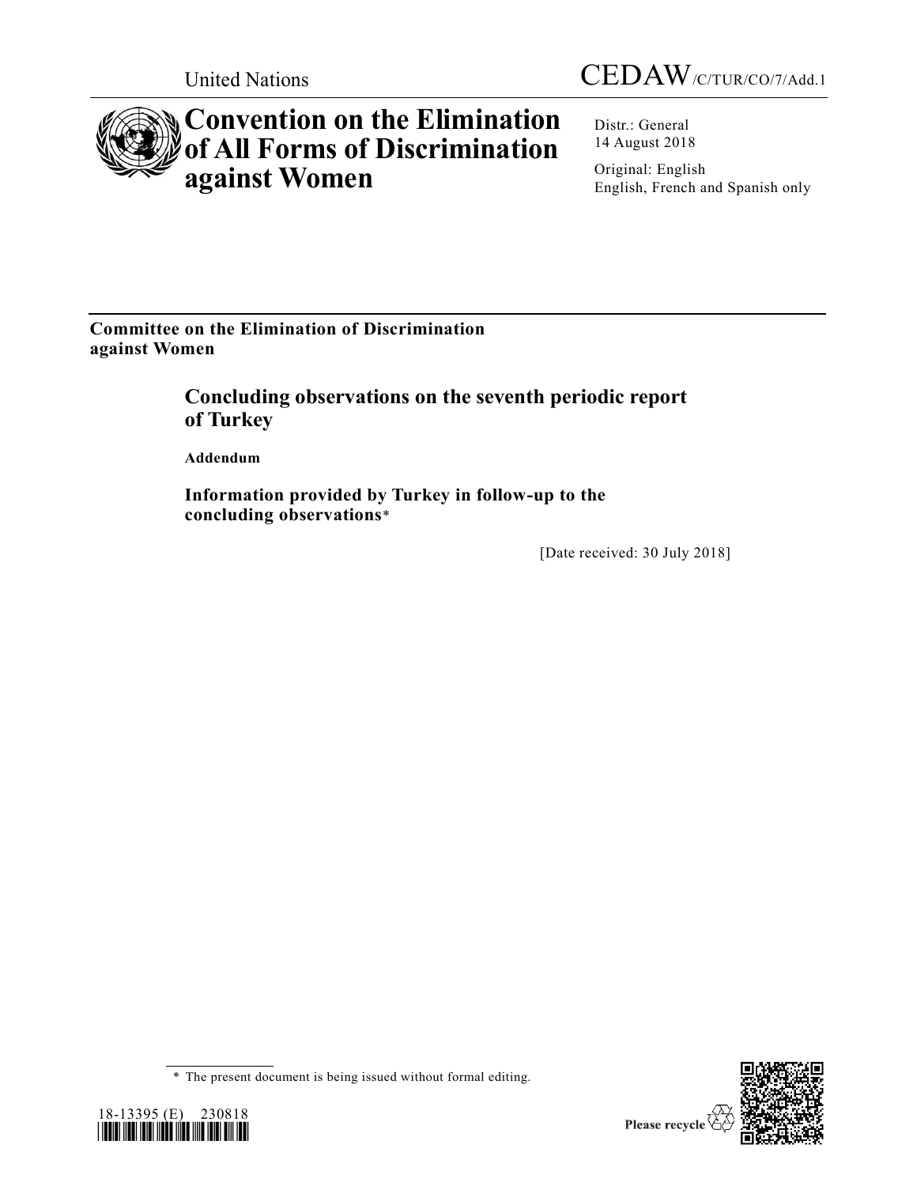United Nations

CEDAW/C/TUR/CO/7/Add.1

# Convention on the Elimination of All Forms of Discrimination against Women

Distr.: General
14 August 2018

Original: English
English, French and Spanish only

**Committee on the Elimination of Discrimination against Women**

## Concluding observations on the seventh periodic report of Turkey

**Addendum**

### Information provided by Turkey in follow-up to the concluding observations*

[Date received: 30 July 2018]

\* The present document is being issued without formal editing.

18-13395 (E) 230818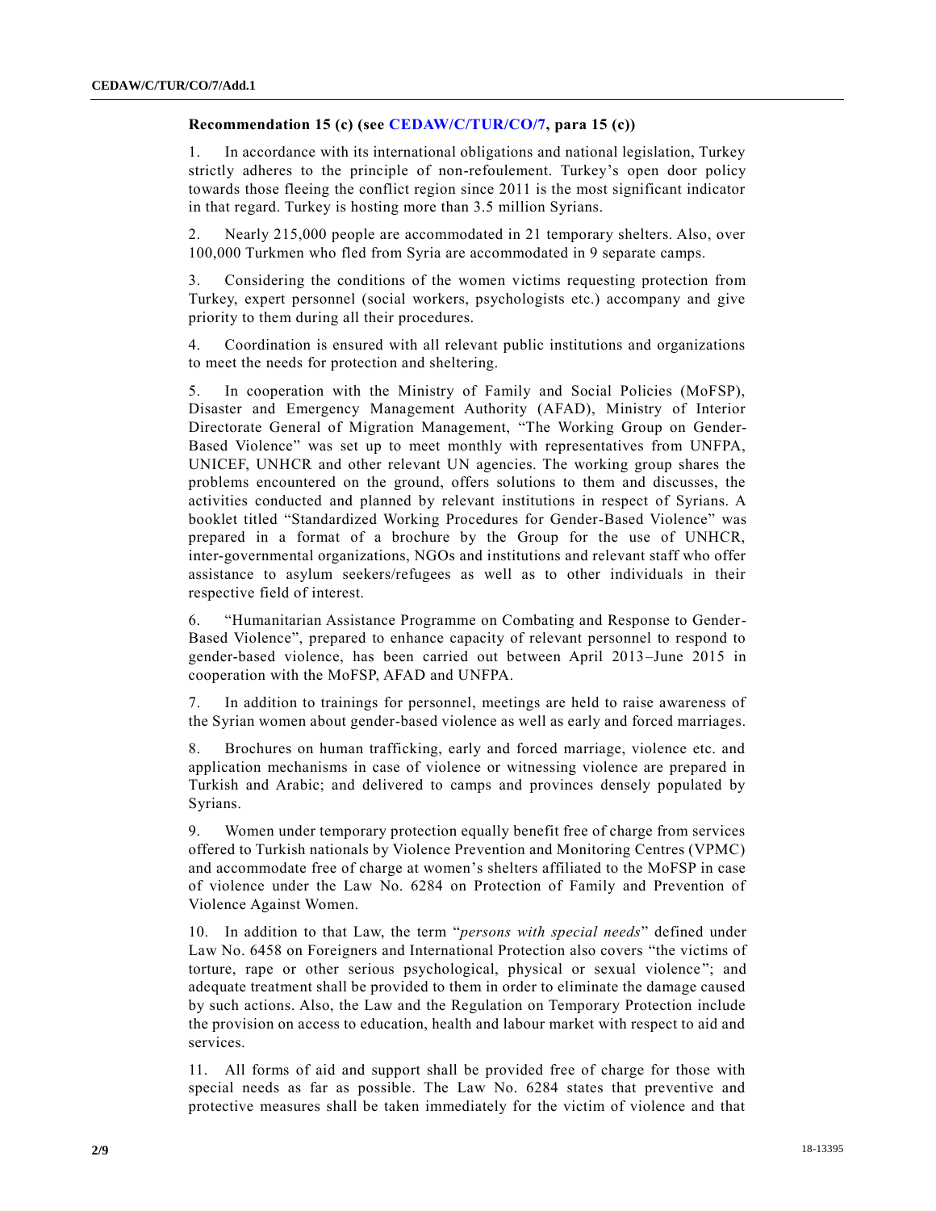### Recommendation 15 (c) (see CEDAW/C/TUR/CO/7, para 15 (c))

1. In accordance with its international obligations and national legislation, Turkey strictly adheres to the principle of non-refoulement. Turkey's open door policy towards those fleeing the conflict region since 2011 is the most significant indicator in that regard. Turkey is hosting more than 3.5 million Syrians.

2. Nearly 215,000 people are accommodated in 21 temporary shelters. Also, over 100,000 Turkmen who fled from Syria are accommodated in 9 separate camps.

3. Considering the conditions of the women victims requesting protection from Turkey, expert personnel (social workers, psychologists etc.) accompany and give priority to them during all their procedures.

4. Coordination is ensured with all relevant public institutions and organizations to meet the needs for protection and sheltering.

5. In cooperation with the Ministry of Family and Social Policies (MoFSP), Disaster and Emergency Management Authority (AFAD), Ministry of Interior Directorate General of Migration Management, "The Working Group on Gender-Based Violence" was set up to meet monthly with representatives from UNFPA, UNICEF, UNHCR and other relevant UN agencies. The working group shares the problems encountered on the ground, offers solutions to them and discusses, the activities conducted and planned by relevant institutions in respect of Syrians. A booklet titled "Standardized Working Procedures for Gender-Based Violence" was prepared in a format of a brochure by the Group for the use of UNHCR, inter-governmental organizations, NGOs and institutions and relevant staff who offer assistance to asylum seekers/refugees as well as to other individuals in their respective field of interest.

6. "Humanitarian Assistance Programme on Combating and Response to Gender-Based Violence", prepared to enhance capacity of relevant personnel to respond to gender-based violence, has been carried out between April 2013–June 2015 in cooperation with the MoFSP, AFAD and UNFPA.

7. In addition to trainings for personnel, meetings are held to raise awareness of the Syrian women about gender-based violence as well as early and forced marriages.

8. Brochures on human trafficking, early and forced marriage, violence etc. and application mechanisms in case of violence or witnessing violence are prepared in Turkish and Arabic; and delivered to camps and provinces densely populated by Syrians.

9. Women under temporary protection equally benefit free of charge from services offered to Turkish nationals by Violence Prevention and Monitoring Centres (VPMC) and accommodate free of charge at women's shelters affiliated to the MoFSP in case of violence under the Law No. 6284 on Protection of Family and Prevention of Violence Against Women.

10. In addition to that Law, the term "*persons with special needs*" defined under Law No. 6458 on Foreigners and International Protection also covers "the victims of torture, rape or other serious psychological, physical or sexual violence"; and adequate treatment shall be provided to them in order to eliminate the damage caused by such actions. Also, the Law and the Regulation on Temporary Protection include the provision on access to education, health and labour market with respect to aid and services.

11. All forms of aid and support shall be provided free of charge for those with special needs as far as possible. The Law No. 6284 states that preventive and protective measures shall be taken immediately for the victim of violence and that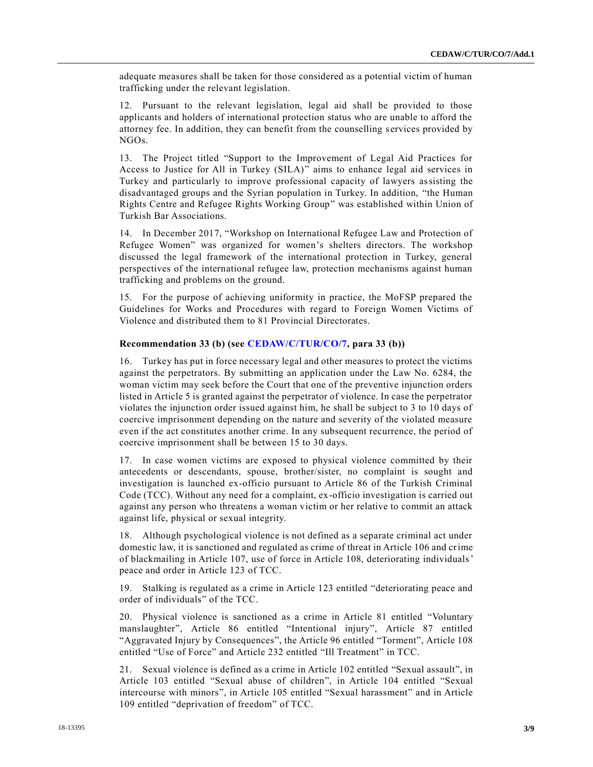adequate measures shall be taken for those considered as a potential victim of human trafficking under the relevant legislation.

12. Pursuant to the relevant legislation, legal aid shall be provided to those applicants and holders of international protection status who are unable to afford the attorney fee. In addition, they can benefit from the counselling services provided by NGOs.

13. The Project titled "Support to the Improvement of Legal Aid Practices for Access to Justice for All in Turkey (SILA)" aims to enhance legal aid services in Turkey and particularly to improve professional capacity of lawyers assisting the disadvantaged groups and the Syrian population in Turkey. In addition, "the Human Rights Centre and Refugee Rights Working Group" was established within Union of Turkish Bar Associations.

14. In December 2017, "Workshop on International Refugee Law and Protection of Refugee Women" was organized for women's shelters directors. The workshop discussed the legal framework of the international protection in Turkey, general perspectives of the international refugee law, protection mechanisms against human trafficking and problems on the ground.

15. For the purpose of achieving uniformity in practice, the MoFSP prepared the Guidelines for Works and Procedures with regard to Foreign Women Victims of Violence and distributed them to 81 Provincial Directorates.

### Recommendation 33 (b) (see CEDAW/C/TUR/CO/7, para 33 (b))

16. Turkey has put in force necessary legal and other measures to protect the victims against the perpetrators. By submitting an application under the Law No. 6284, the woman victim may seek before the Court that one of the preventive injunction orders listed in Article 5 is granted against the perpetrator of violence. In case the perpetrator violates the injunction order issued against him, he shall be subject to 3 to 10 days of coercive imprisonment depending on the nature and severity of the violated measure even if the act constitutes another crime. In any subsequent recurrence, the period of coercive imprisonment shall be between 15 to 30 days.

17. In case women victims are exposed to physical violence committed by their antecedents or descendants, spouse, brother/sister, no complaint is sought and investigation is launched ex-officio pursuant to Article 86 of the Turkish Criminal Code (TCC). Without any need for a complaint, ex-officio investigation is carried out against any person who threatens a woman victim or her relative to commit an attack against life, physical or sexual integrity.

18. Although psychological violence is not defined as a separate criminal act under domestic law, it is sanctioned and regulated as crime of threat in Article 106 and crime of blackmailing in Article 107, use of force in Article 108, deteriorating individuals' peace and order in Article 123 of TCC.

19. Stalking is regulated as a crime in Article 123 entitled "deteriorating peace and order of individuals" of the TCC.

20. Physical violence is sanctioned as a crime in Article 81 entitled "Voluntary manslaughter", Article 86 entitled "Intentional injury", Article 87 entitled "Aggravated Injury by Consequences", the Article 96 entitled "Torment", Article 108 entitled "Use of Force" and Article 232 entitled "Ill Treatment" in TCC.

21. Sexual violence is defined as a crime in Article 102 entitled "Sexual assault", in Article 103 entitled "Sexual abuse of children", in Article 104 entitled "Sexual intercourse with minors", in Article 105 entitled "Sexual harassment" and in Article 109 entitled "deprivation of freedom" of TCC.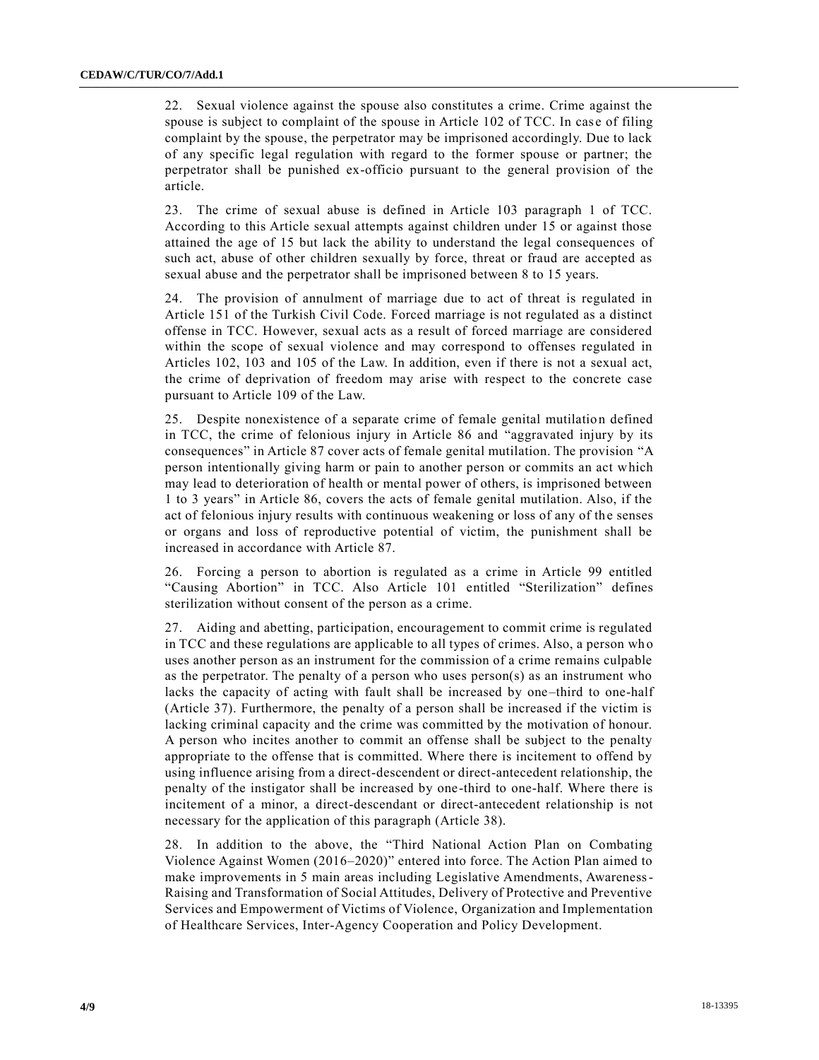22. Sexual violence against the spouse also constitutes a crime. Crime against the spouse is subject to complaint of the spouse in Article 102 of TCC. In case of filing complaint by the spouse, the perpetrator may be imprisoned accordingly. Due to lack of any specific legal regulation with regard to the former spouse or partner; the perpetrator shall be punished ex-officio pursuant to the general provision of the article.

23. The crime of sexual abuse is defined in Article 103 paragraph 1 of TCC. According to this Article sexual attempts against children under 15 or against those attained the age of 15 but lack the ability to understand the legal consequences of such act, abuse of other children sexually by force, threat or fraud are accepted as sexual abuse and the perpetrator shall be imprisoned between 8 to 15 years.

24. The provision of annulment of marriage due to act of threat is regulated in Article 151 of the Turkish Civil Code. Forced marriage is not regulated as a distinct offense in TCC. However, sexual acts as a result of forced marriage are considered within the scope of sexual violence and may correspond to offenses regulated in Articles 102, 103 and 105 of the Law. In addition, even if there is not a sexual act, the crime of deprivation of freedom may arise with respect to the concrete case pursuant to Article 109 of the Law.

25. Despite nonexistence of a separate crime of female genital mutilation defined in TCC, the crime of felonious injury in Article 86 and "aggravated injury by its consequences" in Article 87 cover acts of female genital mutilation. The provision "A person intentionally giving harm or pain to another person or commits an act which may lead to deterioration of health or mental power of others, is imprisoned between 1 to 3 years" in Article 86, covers the acts of female genital mutilation. Also, if the act of felonious injury results with continuous weakening or loss of any of the senses or organs and loss of reproductive potential of victim, the punishment shall be increased in accordance with Article 87.

26. Forcing a person to abortion is regulated as a crime in Article 99 entitled "Causing Abortion" in TCC. Also Article 101 entitled "Sterilization" defines sterilization without consent of the person as a crime.

27. Aiding and abetting, participation, encouragement to commit crime is regulated in TCC and these regulations are applicable to all types of crimes. Also, a person who uses another person as an instrument for the commission of a crime remains culpable as the perpetrator. The penalty of a person who uses person(s) as an instrument who lacks the capacity of acting with fault shall be increased by one–third to one-half (Article 37). Furthermore, the penalty of a person shall be increased if the victim is lacking criminal capacity and the crime was committed by the motivation of honour. A person who incites another to commit an offense shall be subject to the penalty appropriate to the offense that is committed. Where there is incitement to offend by using influence arising from a direct-descendent or direct-antecedent relationship, the penalty of the instigator shall be increased by one-third to one-half. Where there is incitement of a minor, a direct-descendant or direct-antecedent relationship is not necessary for the application of this paragraph (Article 38).

28. In addition to the above, the "Third National Action Plan on Combating Violence Against Women (2016–2020)" entered into force. The Action Plan aimed to make improvements in 5 main areas including Legislative Amendments, Awareness-Raising and Transformation of Social Attitudes, Delivery of Protective and Preventive Services and Empowerment of Victims of Violence, Organization and Implementation of Healthcare Services, Inter-Agency Cooperation and Policy Development.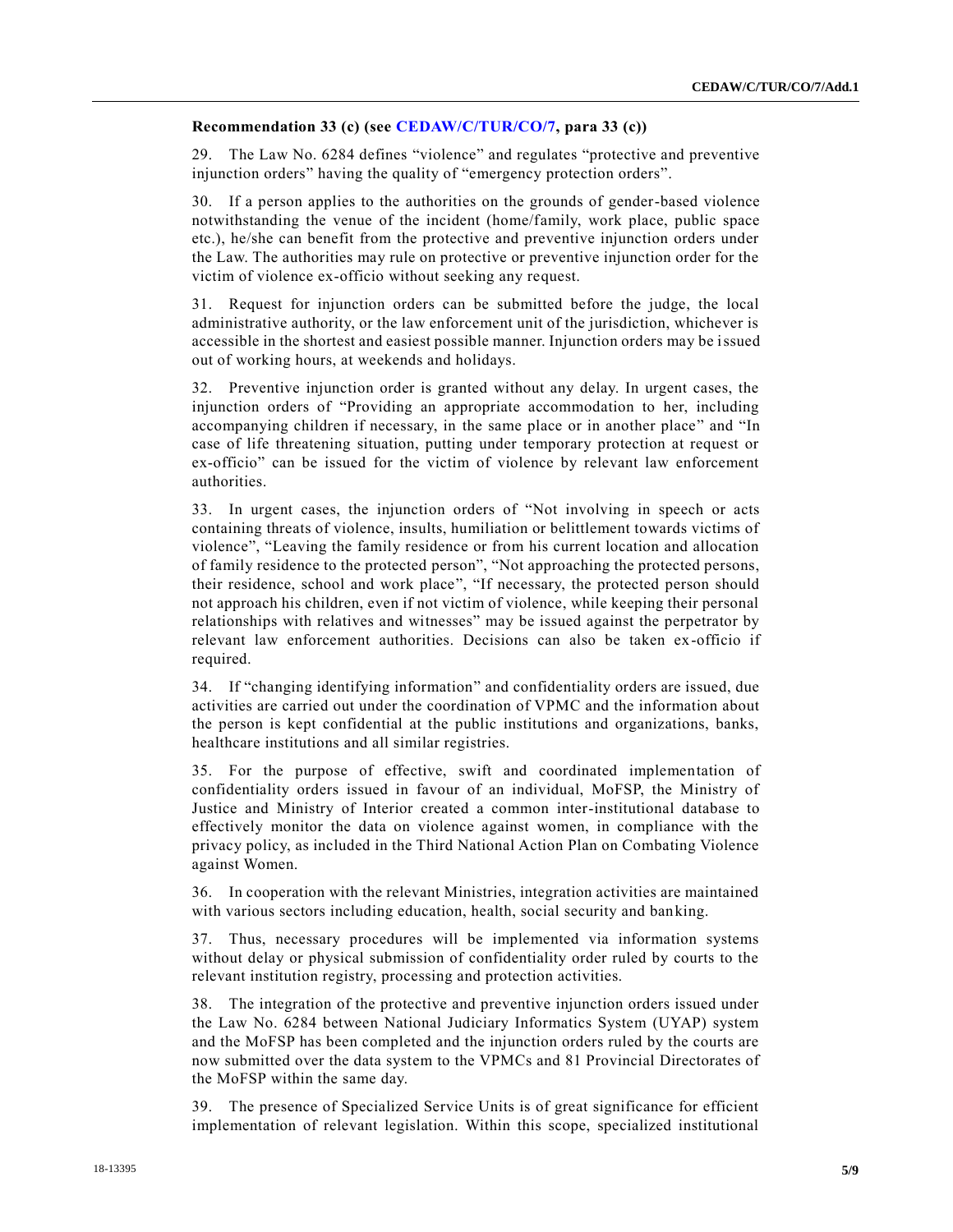**Recommendation 33 (c) (see CEDAW/C/TUR/CO/7, para 33 (c))**

29. The Law No. 6284 defines "violence" and regulates "protective and preventive injunction orders" having the quality of "emergency protection orders".

30. If a person applies to the authorities on the grounds of gender-based violence notwithstanding the venue of the incident (home/family, work place, public space etc.), he/she can benefit from the protective and preventive injunction orders under the Law. The authorities may rule on protective or preventive injunction order for the victim of violence ex-officio without seeking any request.

31. Request for injunction orders can be submitted before the judge, the local administrative authority, or the law enforcement unit of the jurisdiction, whichever is accessible in the shortest and easiest possible manner. Injunction orders may be issued out of working hours, at weekends and holidays.

32. Preventive injunction order is granted without any delay. In urgent cases, the injunction orders of "Providing an appropriate accommodation to her, including accompanying children if necessary, in the same place or in another place" and "In case of life threatening situation, putting under temporary protection at request or ex-officio" can be issued for the victim of violence by relevant law enforcement authorities.

33. In urgent cases, the injunction orders of "Not involving in speech or acts containing threats of violence, insults, humiliation or belittlement towards victims of violence", "Leaving the family residence or from his current location and allocation of family residence to the protected person", "Not approaching the protected persons, their residence, school and work place", "If necessary, the protected person should not approach his children, even if not victim of violence, while keeping their personal relationships with relatives and witnesses" may be issued against the perpetrator by relevant law enforcement authorities. Decisions can also be taken ex-officio if required.

34. If "changing identifying information" and confidentiality orders are issued, due activities are carried out under the coordination of VPMC and the information about the person is kept confidential at the public institutions and organizations, banks, healthcare institutions and all similar registries.

35. For the purpose of effective, swift and coordinated implementation of confidentiality orders issued in favour of an individual, MoFSP, the Ministry of Justice and Ministry of Interior created a common inter-institutional database to effectively monitor the data on violence against women, in compliance with the privacy policy, as included in the Third National Action Plan on Combating Violence against Women.

36. In cooperation with the relevant Ministries, integration activities are maintained with various sectors including education, health, social security and banking.

37. Thus, necessary procedures will be implemented via information systems without delay or physical submission of confidentiality order ruled by courts to the relevant institution registry, processing and protection activities.

38. The integration of the protective and preventive injunction orders issued under the Law No. 6284 between National Judiciary Informatics System (UYAP) system and the MoFSP has been completed and the injunction orders ruled by the courts are now submitted over the data system to the VPMCs and 81 Provincial Directorates of the MoFSP within the same day.

39. The presence of Specialized Service Units is of great significance for efficient implementation of relevant legislation. Within this scope, specialized institutional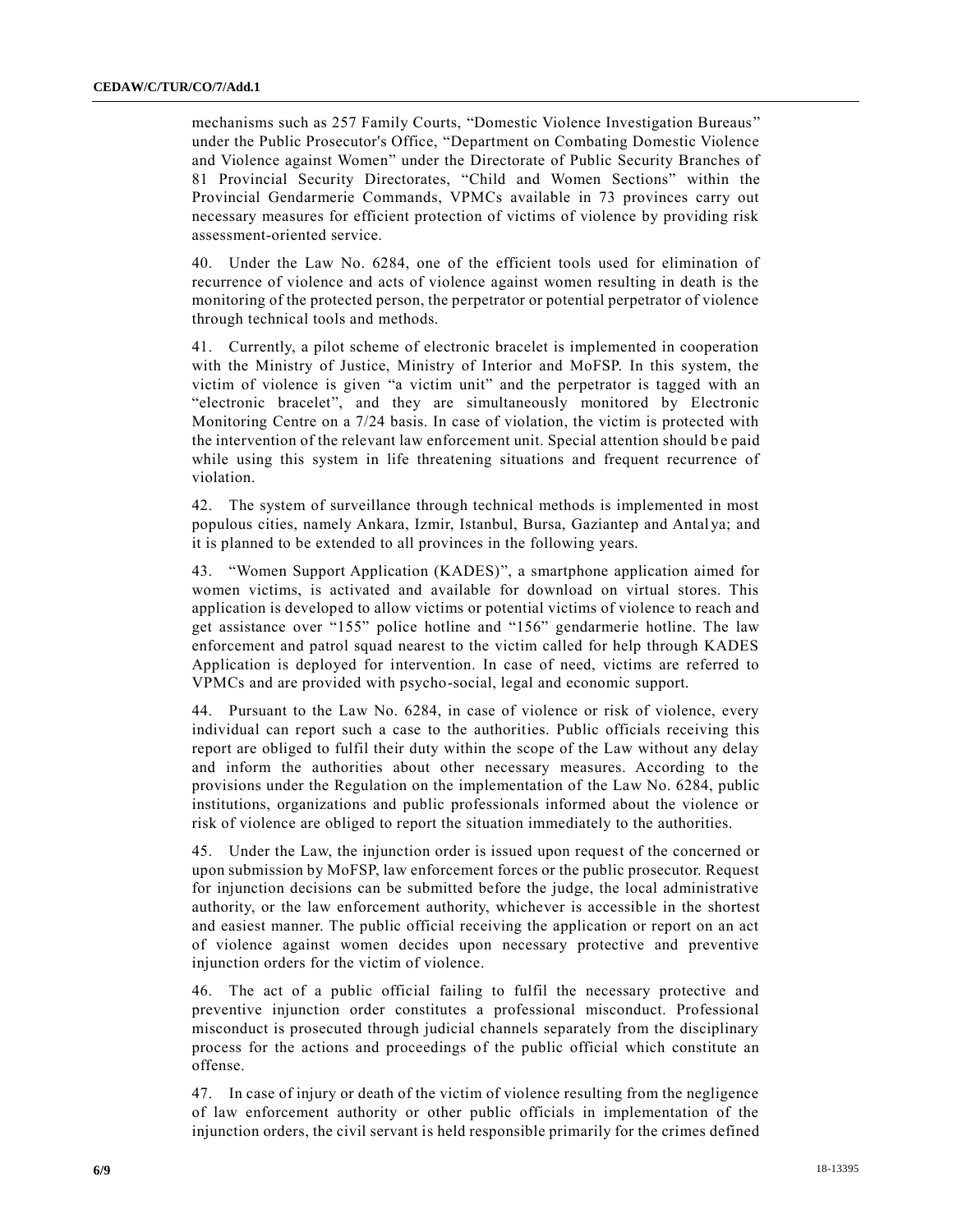mechanisms such as 257 Family Courts, "Domestic Violence Investigation Bureaus" under the Public Prosecutor's Office, "Department on Combating Domestic Violence and Violence against Women" under the Directorate of Public Security Branches of 81 Provincial Security Directorates, "Child and Women Sections" within the Provincial Gendarmerie Commands, VPMCs available in 73 provinces carry out necessary measures for efficient protection of victims of violence by providing risk assessment-oriented service.

40. Under the Law No. 6284, one of the efficient tools used for elimination of recurrence of violence and acts of violence against women resulting in death is the monitoring of the protected person, the perpetrator or potential perpetrator of violence through technical tools and methods.

41. Currently, a pilot scheme of electronic bracelet is implemented in cooperation with the Ministry of Justice, Ministry of Interior and MoFSP. In this system, the victim of violence is given "a victim unit" and the perpetrator is tagged with an "electronic bracelet", and they are simultaneously monitored by Electronic Monitoring Centre on a 7/24 basis. In case of violation, the victim is protected with the intervention of the relevant law enforcement unit. Special attention should be paid while using this system in life threatening situations and frequent recurrence of violation.

42. The system of surveillance through technical methods is implemented in most populous cities, namely Ankara, Izmir, Istanbul, Bursa, Gaziantep and Antalya; and it is planned to be extended to all provinces in the following years.

43. "Women Support Application (KADES)", a smartphone application aimed for women victims, is activated and available for download on virtual stores. This application is developed to allow victims or potential victims of violence to reach and get assistance over "155" police hotline and "156" gendarmerie hotline. The law enforcement and patrol squad nearest to the victim called for help through KADES Application is deployed for intervention. In case of need, victims are referred to VPMCs and are provided with psycho-social, legal and economic support.

44. Pursuant to the Law No. 6284, in case of violence or risk of violence, every individual can report such a case to the authorities. Public officials receiving this report are obliged to fulfil their duty within the scope of the Law without any delay and inform the authorities about other necessary measures. According to the provisions under the Regulation on the implementation of the Law No. 6284, public institutions, organizations and public professionals informed about the violence or risk of violence are obliged to report the situation immediately to the authorities.

45. Under the Law, the injunction order is issued upon request of the concerned or upon submission by MoFSP, law enforcement forces or the public prosecutor. Request for injunction decisions can be submitted before the judge, the local administrative authority, or the law enforcement authority, whichever is accessible in the shortest and easiest manner. The public official receiving the application or report on an act of violence against women decides upon necessary protective and preventive injunction orders for the victim of violence.

46. The act of a public official failing to fulfil the necessary protective and preventive injunction order constitutes a professional misconduct. Professional misconduct is prosecuted through judicial channels separately from the disciplinary process for the actions and proceedings of the public official which constitute an offense.

47. In case of injury or death of the victim of violence resulting from the negligence of law enforcement authority or other public officials in implementation of the injunction orders, the civil servant is held responsible primarily for the crimes defined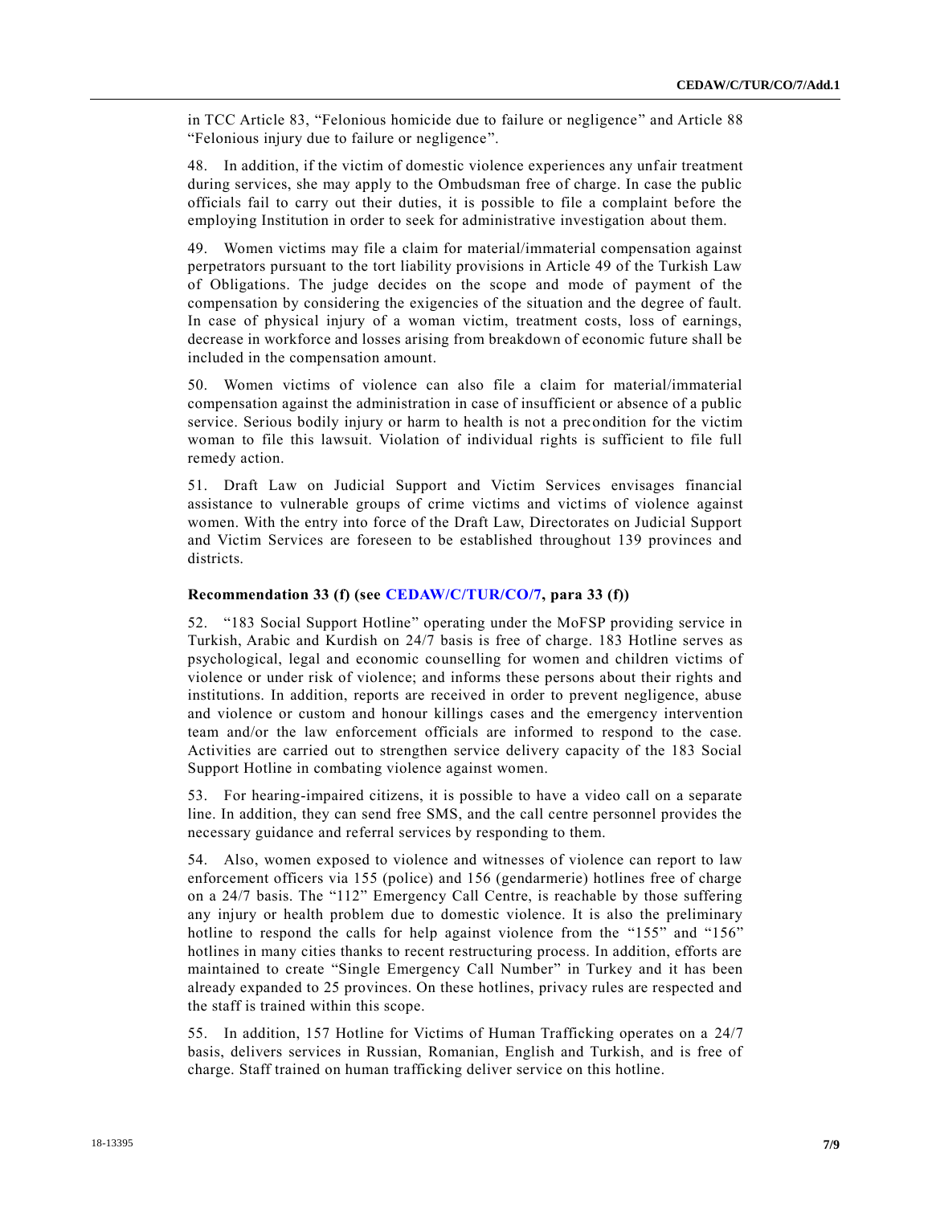in TCC Article 83, "Felonious homicide due to failure or negligence" and Article 88 "Felonious injury due to failure or negligence".

48. In addition, if the victim of domestic violence experiences any unfair treatment during services, she may apply to the Ombudsman free of charge. In case the public officials fail to carry out their duties, it is possible to file a complaint before the employing Institution in order to seek for administrative investigation about them.

49. Women victims may file a claim for material/immaterial compensation against perpetrators pursuant to the tort liability provisions in Article 49 of the Turkish Law of Obligations. The judge decides on the scope and mode of payment of the compensation by considering the exigencies of the situation and the degree of fault. In case of physical injury of a woman victim, treatment costs, loss of earnings, decrease in workforce and losses arising from breakdown of economic future shall be included in the compensation amount.

50. Women victims of violence can also file a claim for material/immaterial compensation against the administration in case of insufficient or absence of a public service. Serious bodily injury or harm to health is not a precondition for the victim woman to file this lawsuit. Violation of individual rights is sufficient to file full remedy action.

51. Draft Law on Judicial Support and Victim Services envisages financial assistance to vulnerable groups of crime victims and victims of violence against women. With the entry into force of the Draft Law, Directorates on Judicial Support and Victim Services are foreseen to be established throughout 139 provinces and districts.

**Recommendation 33 (f) (see CEDAW/C/TUR/CO/7, para 33 (f))**

52. "183 Social Support Hotline" operating under the MoFSP providing service in Turkish, Arabic and Kurdish on 24/7 basis is free of charge. 183 Hotline serves as psychological, legal and economic counselling for women and children victims of violence or under risk of violence; and informs these persons about their rights and institutions. In addition, reports are received in order to prevent negligence, abuse and violence or custom and honour killings cases and the emergency intervention team and/or the law enforcement officials are informed to respond to the case. Activities are carried out to strengthen service delivery capacity of the 183 Social Support Hotline in combating violence against women.

53. For hearing-impaired citizens, it is possible to have a video call on a separate line. In addition, they can send free SMS, and the call centre personnel provides the necessary guidance and referral services by responding to them.

54. Also, women exposed to violence and witnesses of violence can report to law enforcement officers via 155 (police) and 156 (gendarmerie) hotlines free of charge on a 24/7 basis. The "112" Emergency Call Centre, is reachable by those suffering any injury or health problem due to domestic violence. It is also the preliminary hotline to respond the calls for help against violence from the "155" and "156" hotlines in many cities thanks to recent restructuring process. In addition, efforts are maintained to create "Single Emergency Call Number" in Turkey and it has been already expanded to 25 provinces. On these hotlines, privacy rules are respected and the staff is trained within this scope.

55. In addition, 157 Hotline for Victims of Human Trafficking operates on a 24/7 basis, delivers services in Russian, Romanian, English and Turkish, and is free of charge. Staff trained on human trafficking deliver service on this hotline.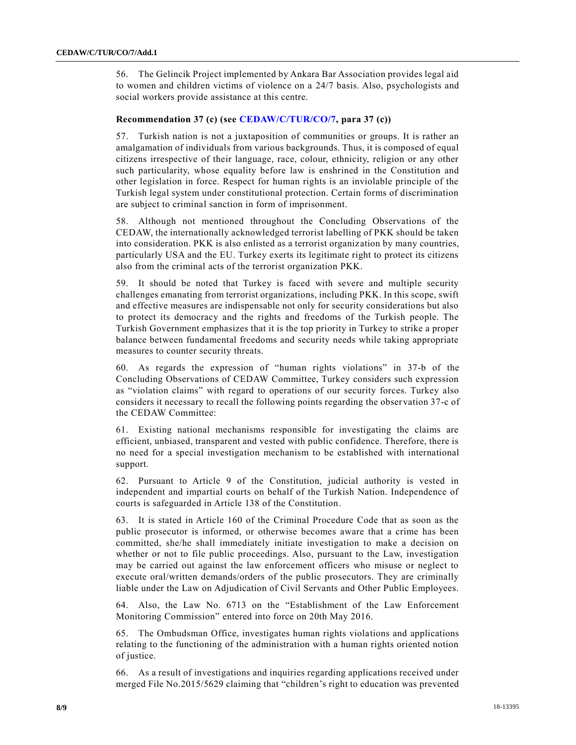56. The Gelincik Project implemented by Ankara Bar Association provides legal aid to women and children victims of violence on a 24/7 basis. Also, psychologists and social workers provide assistance at this centre.

### Recommendation 37 (c) (see CEDAW/C/TUR/CO/7, para 37 (c))

57. Turkish nation is not a juxtaposition of communities or groups. It is rather an amalgamation of individuals from various backgrounds. Thus, it is composed of equal citizens irrespective of their language, race, colour, ethnicity, religion or any other such particularity, whose equality before law is enshrined in the Constitution and other legislation in force. Respect for human rights is an inviolable principle of the Turkish legal system under constitutional protection. Certain forms of discrimination are subject to criminal sanction in form of imprisonment.

58. Although not mentioned throughout the Concluding Observations of the CEDAW, the internationally acknowledged terrorist labelling of PKK should be taken into consideration. PKK is also enlisted as a terrorist organization by many countries, particularly USA and the EU. Turkey exerts its legitimate right to protect its citizens also from the criminal acts of the terrorist organization PKK.

59. It should be noted that Turkey is faced with severe and multiple security challenges emanating from terrorist organizations, including PKK. In this scope, swift and effective measures are indispensable not only for security considerations but also to protect its democracy and the rights and freedoms of the Turkish people. The Turkish Government emphasizes that it is the top priority in Turkey to strike a proper balance between fundamental freedoms and security needs while taking appropriate measures to counter security threats.

60. As regards the expression of "human rights violations" in 37-b of the Concluding Observations of CEDAW Committee, Turkey considers such expression as "violation claims" with regard to operations of our security forces. Turkey also considers it necessary to recall the following points regarding the observation 37-c of the CEDAW Committee:

61. Existing national mechanisms responsible for investigating the claims are efficient, unbiased, transparent and vested with public confidence. Therefore, there is no need for a special investigation mechanism to be established with international support.

62. Pursuant to Article 9 of the Constitution, judicial authority is vested in independent and impartial courts on behalf of the Turkish Nation. Independence of courts is safeguarded in Article 138 of the Constitution.

63. It is stated in Article 160 of the Criminal Procedure Code that as soon as the public prosecutor is informed, or otherwise becomes aware that a crime has been committed, she/he shall immediately initiate investigation to make a decision on whether or not to file public proceedings. Also, pursuant to the Law, investigation may be carried out against the law enforcement officers who misuse or neglect to execute oral/written demands/orders of the public prosecutors. They are criminally liable under the Law on Adjudication of Civil Servants and Other Public Employees.

64. Also, the Law No. 6713 on the "Establishment of the Law Enforcement Monitoring Commission" entered into force on 20th May 2016.

65. The Ombudsman Office, investigates human rights violations and applications relating to the functioning of the administration with a human rights oriented notion of justice.

66. As a result of investigations and inquiries regarding applications received under merged File No.2015/5629 claiming that "children's right to education was prevented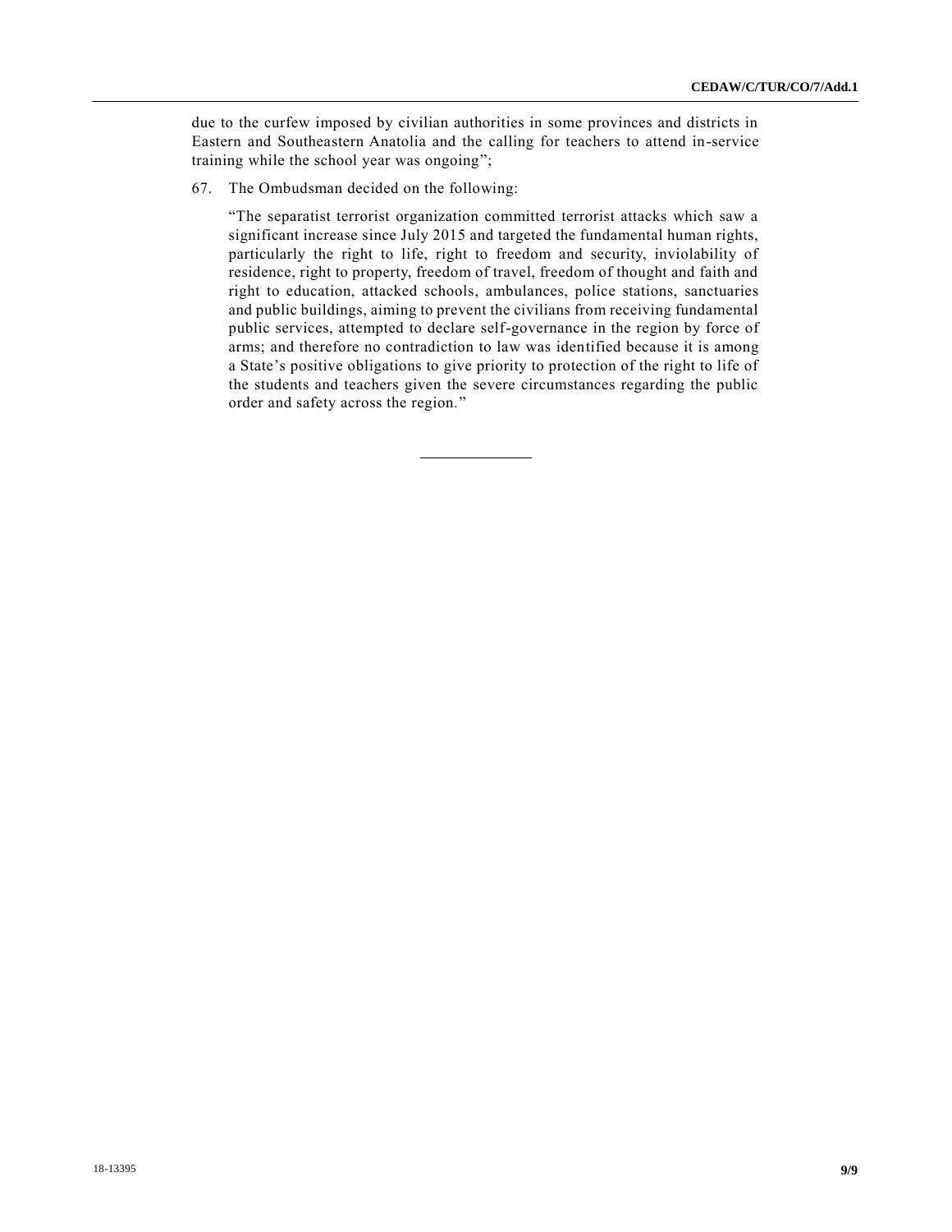due to the curfew imposed by civilian authorities in some provinces and districts in Eastern and Southeastern Anatolia and the calling for teachers to attend in-service training while the school year was ongoing";

67. The Ombudsman decided on the following:

> "The separatist terrorist organization committed terrorist attacks which saw a significant increase since July 2015 and targeted the fundamental human rights, particularly the right to life, right to freedom and security, inviolability of residence, right to property, freedom of travel, freedom of thought and faith and right to education, attacked schools, ambulances, police stations, sanctuaries and public buildings, aiming to prevent the civilians from receiving fundamental public services, attempted to declare self-governance in the region by force of arms; and therefore no contradiction to law was identified because it is among a State's positive obligations to give priority to protection of the right to life of the students and teachers given the severe circumstances regarding the public order and safety across the region."